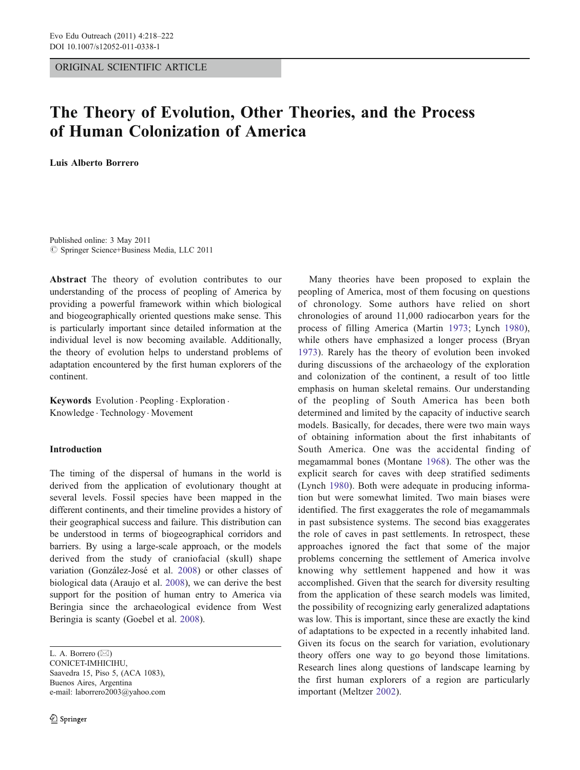ORIGINAL SCIENTIFIC ARTICLE

# The Theory of Evolution, Other Theories, and the Process of Human Colonization of America

**Luis Alberto Borrero**

Published online: 3 May 2011
© Springer Science+Business Media, LLC 2011

**Abstract** The theory of evolution contributes to our understanding of the process of peopling of America by providing a powerful framework within which biological and biogeographically oriented questions make sense. This is particularly important since detailed information at the individual level is now becoming available. Additionally, the theory of evolution helps to understand problems of adaptation encountered by the first human explorers of the continent.

**Keywords** Evolution · Peopling · Exploration · Knowledge · Technology · Movement

L. A. Borrero (✉)
CONICET-IMHICIHU,
Saavedra 15, Piso 5, (ACA 1083),
Buenos Aires, Argentina
e-mail: laborrero2003@yahoo.com

## Introduction

The timing of the dispersal of humans in the world is derived from the application of evolutionary thought at several levels. Fossil species have been mapped in the different continents, and their timeline provides a history of their geographical success and failure. This distribution can be understood in terms of biogeographical corridors and barriers. By using a large-scale approach, or the models derived from the study of craniofacial (skull) shape variation (González-José et al. 2008) or other classes of biological data (Araujo et al. 2008), we can derive the best support for the position of human entry to America via Beringia since the archaeological evidence from West Beringia is scanty (Goebel et al. 2008).

Many theories have been proposed to explain the peopling of America, most of them focusing on questions of chronology. Some authors have relied on short chronologies of around 11,000 radiocarbon years for the process of filling America (Martin 1973; Lynch 1980), while others have emphasized a longer process (Bryan 1973). Rarely has the theory of evolution been invoked during discussions of the archaeology of the exploration and colonization of the continent, a result of too little emphasis on human skeletal remains. Our understanding of the peopling of South America has been both determined and limited by the capacity of inductive search models. Basically, for decades, there were two main ways of obtaining information about the first inhabitants of South America. One was the accidental finding of megamammal bones (Montane 1968). The other was the explicit search for caves with deep stratified sediments (Lynch 1980). Both were adequate in producing information but were somewhat limited. Two main biases were identified. The first exaggerates the role of megamammals in past subsistence systems. The second bias exaggerates the role of caves in past settlements. In retrospect, these approaches ignored the fact that some of the major problems concerning the settlement of America involve knowing why settlement happened and how it was accomplished. Given that the search for diversity resulting from the application of these search models was limited, the possibility of recognizing early generalized adaptations was low. This is important, since these are exactly the kind of adaptations to be expected in a recently inhabited land. Given its focus on the search for variation, evolutionary theory offers one way to go beyond those limitations. Research lines along questions of landscape learning by the first human explorers of a region are particularly important (Meltzer 2002).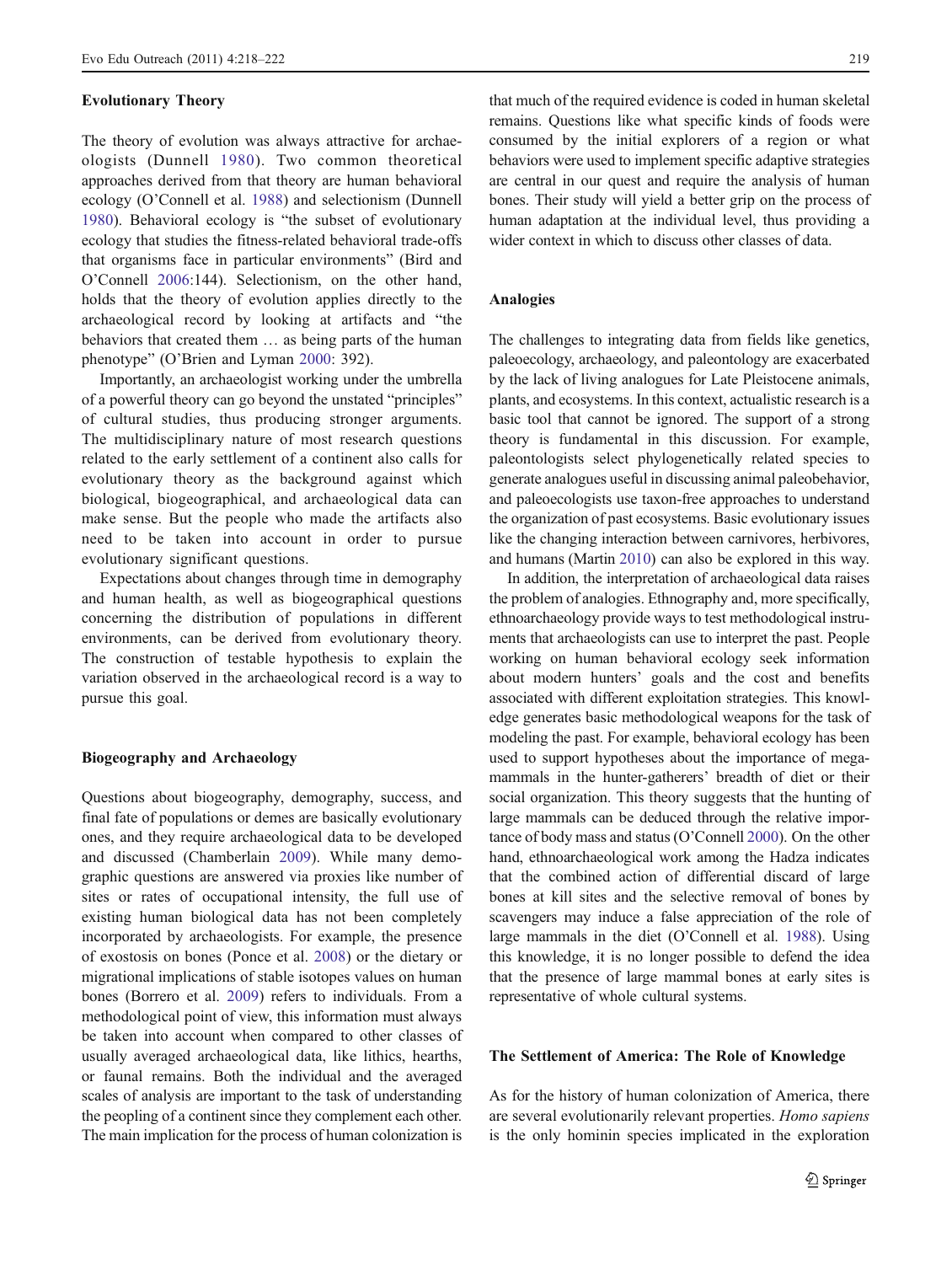### Evolutionary Theory

The theory of evolution was always attractive for archaeologists (Dunnell 1980). Two common theoretical approaches derived from that theory are human behavioral ecology (O'Connell et al. 1988) and selectionism (Dunnell 1980). Behavioral ecology is "the subset of evolutionary ecology that studies the fitness-related behavioral trade-offs that organisms face in particular environments" (Bird and O'Connell 2006:144). Selectionism, on the other hand, holds that the theory of evolution applies directly to the archaeological record by looking at artifacts and "the behaviors that created them … as being parts of the human phenotype" (O'Brien and Lyman 2000: 392).

Importantly, an archaeologist working under the umbrella of a powerful theory can go beyond the unstated "principles" of cultural studies, thus producing stronger arguments. The multidisciplinary nature of most research questions related to the early settlement of a continent also calls for evolutionary theory as the background against which biological, biogeographical, and archaeological data can make sense. But the people who made the artifacts also need to be taken into account in order to pursue evolutionary significant questions.

Expectations about changes through time in demography and human health, as well as biogeographical questions concerning the distribution of populations in different environments, can be derived from evolutionary theory. The construction of testable hypothesis to explain the variation observed in the archaeological record is a way to pursue this goal.

### Biogeography and Archaeology

Questions about biogeography, demography, success, and final fate of populations or demes are basically evolutionary ones, and they require archaeological data to be developed and discussed (Chamberlain 2009). While many demographic questions are answered via proxies like number of sites or rates of occupational intensity, the full use of existing human biological data has not been completely incorporated by archaeologists. For example, the presence of exostosis on bones (Ponce et al. 2008) or the dietary or migrational implications of stable isotopes values on human bones (Borrero et al. 2009) refers to individuals. From a methodological point of view, this information must always be taken into account when compared to other classes of usually averaged archaeological data, like lithics, hearths, or faunal remains. Both the individual and the averaged scales of analysis are important to the task of understanding the peopling of a continent since they complement each other. The main implication for the process of human colonization is that much of the required evidence is coded in human skeletal remains. Questions like what specific kinds of foods were consumed by the initial explorers of a region or what behaviors were used to implement specific adaptive strategies are central in our quest and require the analysis of human bones. Their study will yield a better grip on the process of human adaptation at the individual level, thus providing a wider context in which to discuss other classes of data.

### Analogies

The challenges to integrating data from fields like genetics, paleoecology, archaeology, and paleontology are exacerbated by the lack of living analogues for Late Pleistocene animals, plants, and ecosystems. In this context, actualistic research is a basic tool that cannot be ignored. The support of a strong theory is fundamental in this discussion. For example, paleontologists select phylogenetically related species to generate analogues useful in discussing animal paleobehavior, and paleoecologists use taxon-free approaches to understand the organization of past ecosystems. Basic evolutionary issues like the changing interaction between carnivores, herbivores, and humans (Martin 2010) can also be explored in this way.

In addition, the interpretation of archaeological data raises the problem of analogies. Ethnography and, more specifically, ethnoarchaeology provide ways to test methodological instruments that archaeologists can use to interpret the past. People working on human behavioral ecology seek information about modern hunters' goals and the cost and benefits associated with different exploitation strategies. This knowledge generates basic methodological weapons for the task of modeling the past. For example, behavioral ecology has been used to support hypotheses about the importance of megamammals in the hunter-gatherers' breadth of diet or their social organization. This theory suggests that the hunting of large mammals can be deduced through the relative importance of body mass and status (O'Connell 2000). On the other hand, ethnoarchaeological work among the Hadza indicates that the combined action of differential discard of large bones at kill sites and the selective removal of bones by scavengers may induce a false appreciation of the role of large mammals in the diet (O'Connell et al. 1988). Using this knowledge, it is no longer possible to defend the idea that the presence of large mammal bones at early sites is representative of whole cultural systems.

### The Settlement of America: The Role of Knowledge

As for the history of human colonization of America, there are several evolutionarily relevant properties. *Homo sapiens* is the only hominin species implicated in the exploration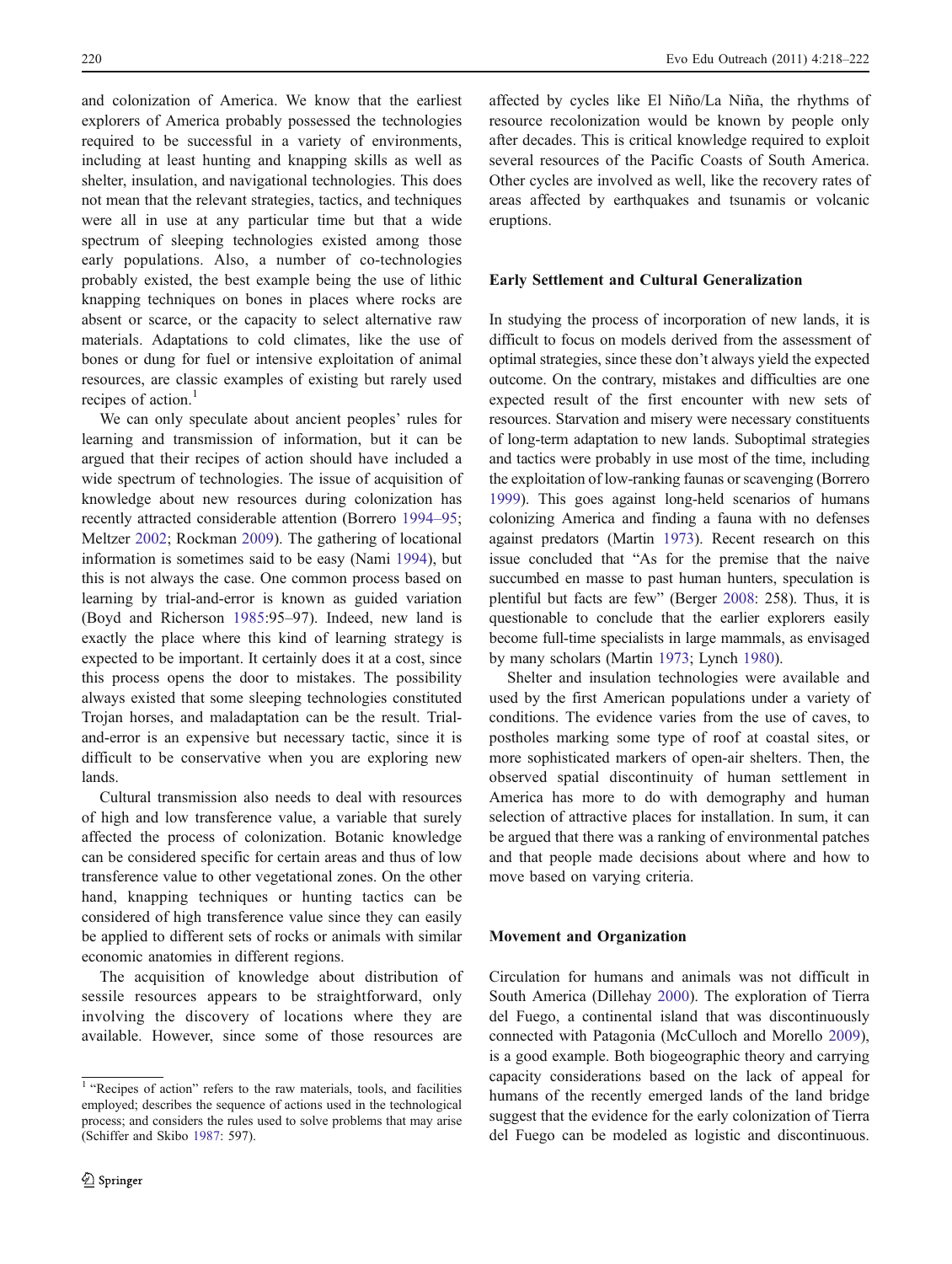and colonization of America. We know that the earliest explorers of America probably possessed the technologies required to be successful in a variety of environments, including at least hunting and knapping skills as well as shelter, insulation, and navigational technologies. This does not mean that the relevant strategies, tactics, and techniques were all in use at any particular time but that a wide spectrum of sleeping technologies existed among those early populations. Also, a number of co-technologies probably existed, the best example being the use of lithic knapping techniques on bones in places where rocks are absent or scarce, or the capacity to select alternative raw materials. Adaptations to cold climates, like the use of bones or dung for fuel or intensive exploitation of animal resources, are classic examples of existing but rarely used recipes of action.[1]

We can only speculate about ancient peoples' rules for learning and transmission of information, but it can be argued that their recipes of action should have included a wide spectrum of technologies. The issue of acquisition of knowledge about new resources during colonization has recently attracted considerable attention (Borrero 1994–95; Meltzer 2002; Rockman 2009). The gathering of locational information is sometimes said to be easy (Nami 1994), but this is not always the case. One common process based on learning by trial-and-error is known as guided variation (Boyd and Richerson 1985:95–97). Indeed, new land is exactly the place where this kind of learning strategy is expected to be important. It certainly does it at a cost, since this process opens the door to mistakes. The possibility always existed that some sleeping technologies constituted Trojan horses, and maladaptation can be the result. Trial-and-error is an expensive but necessary tactic, since it is difficult to be conservative when you are exploring new lands.

Cultural transmission also needs to deal with resources of high and low transference value, a variable that surely affected the process of colonization. Botanic knowledge can be considered specific for certain areas and thus of low transference value to other vegetational zones. On the other hand, knapping techniques or hunting tactics can be considered of high transference value since they can easily be applied to different sets of rocks or animals with similar economic anatomies in different regions.

The acquisition of knowledge about distribution of sessile resources appears to be straightforward, only involving the discovery of locations where they are available. However, since some of those resources are affected by cycles like El Niño/La Niña, the rhythms of resource recolonization would be known by people only after decades. This is critical knowledge required to exploit several resources of the Pacific Coasts of South America. Other cycles are involved as well, like the recovery rates of areas affected by earthquakes and tsunamis or volcanic eruptions.

## Early Settlement and Cultural Generalization

In studying the process of incorporation of new lands, it is difficult to focus on models derived from the assessment of optimal strategies, since these don't always yield the expected outcome. On the contrary, mistakes and difficulties are one expected result of the first encounter with new sets of resources. Starvation and misery were necessary constituents of long-term adaptation to new lands. Suboptimal strategies and tactics were probably in use most of the time, including the exploitation of low-ranking faunas or scavenging (Borrero 1999). This goes against long-held scenarios of humans colonizing America and finding a fauna with no defenses against predators (Martin 1973). Recent research on this issue concluded that "As for the premise that the naive succumbed en masse to past human hunters, speculation is plentiful but facts are few" (Berger 2008: 258). Thus, it is questionable to conclude that the earlier explorers easily become full-time specialists in large mammals, as envisaged by many scholars (Martin 1973; Lynch 1980).

Shelter and insulation technologies were available and used by the first American populations under a variety of conditions. The evidence varies from the use of caves, to postholes marking some type of roof at coastal sites, or more sophisticated markers of open-air shelters. Then, the observed spatial discontinuity of human settlement in America has more to do with demography and human selection of attractive places for installation. In sum, it can be argued that there was a ranking of environmental patches and that people made decisions about where and how to move based on varying criteria.

## Movement and Organization

Circulation for humans and animals was not difficult in South America (Dillehay 2000). The exploration of Tierra del Fuego, a continental island that was discontinuously connected with Patagonia (McCulloch and Morello 2009), is a good example. Both biogeographic theory and carrying capacity considerations based on the lack of appeal for humans of the recently emerged lands of the land bridge suggest that the evidence for the early colonization of Tierra del Fuego can be modeled as logistic and discontinuous.

[1] "Recipes of action" refers to the raw materials, tools, and facilities employed; describes the sequence of actions used in the technological process; and considers the rules used to solve problems that may arise (Schiffer and Skibo 1987: 597).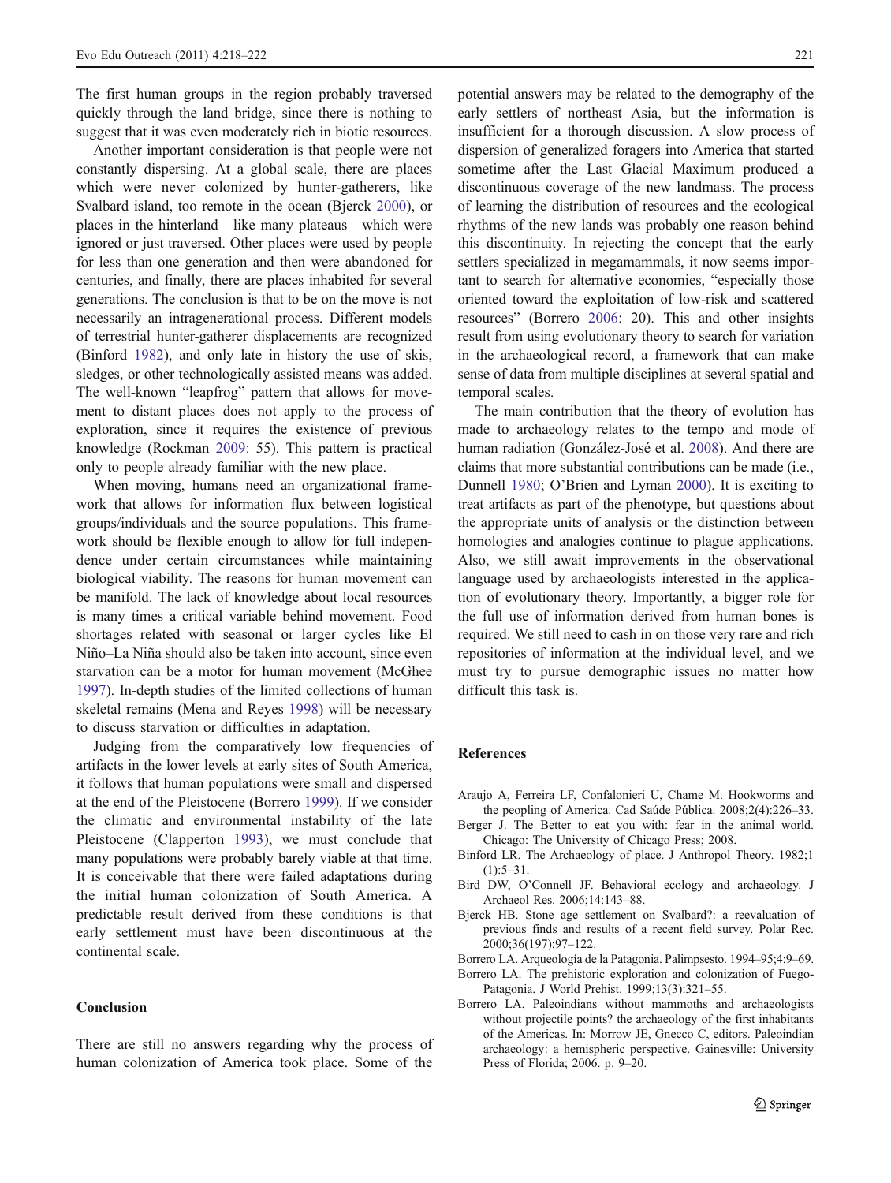The first human groups in the region probably traversed quickly through the land bridge, since there is nothing to suggest that it was even moderately rich in biotic resources.

Another important consideration is that people were not constantly dispersing. At a global scale, there are places which were never colonized by hunter-gatherers, like Svalbard island, too remote in the ocean (Bjerck 2000), or places in the hinterland—like many plateaus—which were ignored or just traversed. Other places were used by people for less than one generation and then were abandoned for centuries, and finally, there are places inhabited for several generations. The conclusion is that to be on the move is not necessarily an intragenerational process. Different models of terrestrial hunter-gatherer displacements are recognized (Binford 1982), and only late in history the use of skis, sledges, or other technologically assisted means was added. The well-known "leapfrog" pattern that allows for movement to distant places does not apply to the process of exploration, since it requires the existence of previous knowledge (Rockman 2009: 55). This pattern is practical only to people already familiar with the new place.

When moving, humans need an organizational framework that allows for information flux between logistical groups/individuals and the source populations. This framework should be flexible enough to allow for full independence under certain circumstances while maintaining biological viability. The reasons for human movement can be manifold. The lack of knowledge about local resources is many times a critical variable behind movement. Food shortages related with seasonal or larger cycles like El Niño–La Niña should also be taken into account, since even starvation can be a motor for human movement (McGhee 1997). In-depth studies of the limited collections of human skeletal remains (Mena and Reyes 1998) will be necessary to discuss starvation or difficulties in adaptation.

Judging from the comparatively low frequencies of artifacts in the lower levels at early sites of South America, it follows that human populations were small and dispersed at the end of the Pleistocene (Borrero 1999). If we consider the climatic and environmental instability of the late Pleistocene (Clapperton 1993), we must conclude that many populations were probably barely viable at that time. It is conceivable that there were failed adaptations during the initial human colonization of South America. A predictable result derived from these conditions is that early settlement must have been discontinuous at the continental scale.

## Conclusion

There are still no answers regarding why the process of human colonization of America took place. Some of the potential answers may be related to the demography of the early settlers of northeast Asia, but the information is insufficient for a thorough discussion. A slow process of dispersion of generalized foragers into America that started sometime after the Last Glacial Maximum produced a discontinuous coverage of the new landmass. The process of learning the distribution of resources and the ecological rhythms of the new lands was probably one reason behind this discontinuity. In rejecting the concept that the early settlers specialized in megamammals, it now seems important to search for alternative economies, "especially those oriented toward the exploitation of low-risk and scattered resources" (Borrero 2006: 20). This and other insights result from using evolutionary theory to search for variation in the archaeological record, a framework that can make sense of data from multiple disciplines at several spatial and temporal scales.

The main contribution that the theory of evolution has made to archaeology relates to the tempo and mode of human radiation (González-José et al. 2008). And there are claims that more substantial contributions can be made (i.e., Dunnell 1980; O'Brien and Lyman 2000). It is exciting to treat artifacts as part of the phenotype, but questions about the appropriate units of analysis or the distinction between homologies and analogies continue to plague applications. Also, we still await improvements in the observational language used by archaeologists interested in the application of evolutionary theory. Importantly, a bigger role for the full use of information derived from human bones is required. We still need to cash in on those very rare and rich repositories of information at the individual level, and we must try to pursue demographic issues no matter how difficult this task is.

## References

Araujo A, Ferreira LF, Confalonieri U, Chame M. Hookworms and the peopling of America. Cad Saúde Pública. 2008;2(4):226–33.

Berger J. The Better to eat you with: fear in the animal world. Chicago: The University of Chicago Press; 2008.

Binford LR. The Archaeology of place. J Anthropol Theory. 1982;1(1):5–31.

Bird DW, O'Connell JF. Behavioral ecology and archaeology. J Archaeol Res. 2006;14:143–88.

Bjerck HB. Stone age settlement on Svalbard?: a reevaluation of previous finds and results of a recent field survey. Polar Rec. 2000;36(197):97–122.

Borrero LA. Arqueología de la Patagonia. Palimpsesto. 1994–95;4:9–69.

Borrero LA. The prehistoric exploration and colonization of Fuego-Patagonia. J World Prehist. 1999;13(3):321–55.

Borrero LA. Paleoindians without mammoths and archaeologists without projectile points? the archaeology of the first inhabitants of the Americas. In: Morrow JE, Gnecco C, editors. Paleoindian archaeology: a hemispheric perspective. Gainesville: University Press of Florida; 2006. p. 9–20.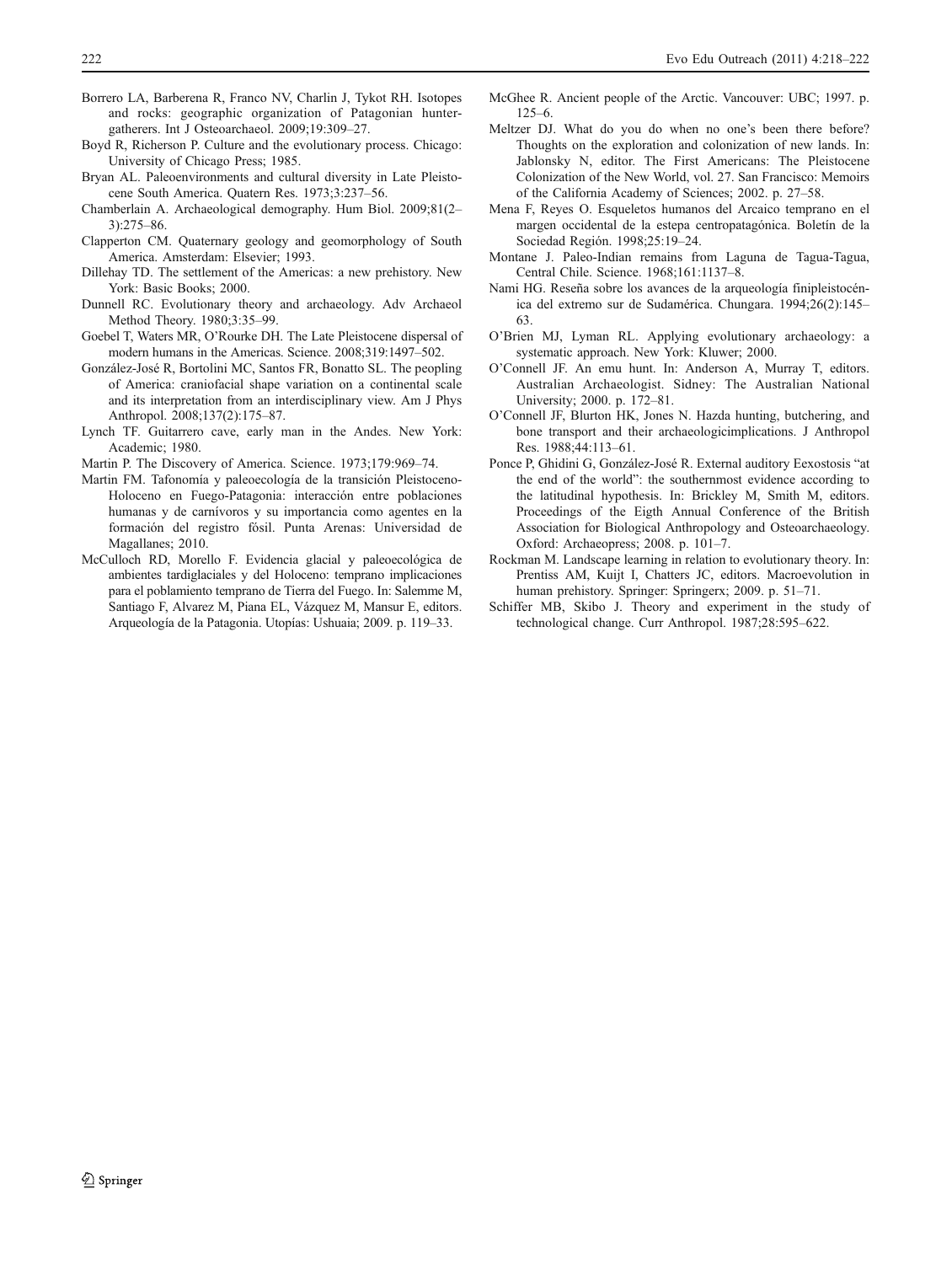Borrero LA, Barberena R, Franco NV, Charlin J, Tykot RH. Isotopes and rocks: geographic organization of Patagonian hunter-gatherers. Int J Osteoarchaeol. 2009;19:309–27.

Boyd R, Richerson P. Culture and the evolutionary process. Chicago: University of Chicago Press; 1985.

Bryan AL. Paleoenvironments and cultural diversity in Late Pleistocene South America. Quatern Res. 1973;3:237–56.

Chamberlain A. Archaeological demography. Hum Biol. 2009;81(2–3):275–86.

Clapperton CM. Quaternary geology and geomorphology of South America. Amsterdam: Elsevier; 1993.

Dillehay TD. The settlement of the Americas: a new prehistory. New York: Basic Books; 2000.

Dunnell RC. Evolutionary theory and archaeology. Adv Archaeol Method Theory. 1980;3:35–99.

Goebel T, Waters MR, O'Rourke DH. The Late Pleistocene dispersal of modern humans in the Americas. Science. 2008;319:1497–502.

González-José R, Bortolini MC, Santos FR, Bonatto SL. The peopling of America: craniofacial shape variation on a continental scale and its interpretation from an interdisciplinary view. Am J Phys Anthropol. 2008;137(2):175–87.

Lynch TF. Guitarrero cave, early man in the Andes. New York: Academic; 1980.

Martin P. The Discovery of America. Science. 1973;179:969–74.

Martin FM. Tafonomía y paleoecología de la transición Pleistoceno-Holoceno en Fuego-Patagonia: interacción entre poblaciones humanas y de carnívoros y su importancia como agentes en la formación del registro fósil. Punta Arenas: Universidad de Magallanes; 2010.

McCulloch RD, Morello F. Evidencia glacial y paleoecológica de ambientes tardiglaciales y del Holoceno: temprano implicaciones para el poblamiento temprano de Tierra del Fuego. In: Salemme M, Santiago F, Alvarez M, Piana EL, Vázquez M, Mansur E, editors. Arqueología de la Patagonia. Utopías: Ushuaia; 2009. p. 119–33.

McGhee R. Ancient people of the Arctic. Vancouver: UBC; 1997. p. 125–6.

Meltzer DJ. What do you do when no one's been there before? Thoughts on the exploration and colonization of new lands. In: Jablonsky N, editor. The First Americans: The Pleistocene Colonization of the New World, vol. 27. San Francisco: Memoirs of the California Academy of Sciences; 2002. p. 27–58.

Mena F, Reyes O. Esqueletos humanos del Arcaico temprano en el margen occidental de la estepa centropatagónica. Boletín de la Sociedad Región. 1998;25:19–24.

Montane J. Paleo-Indian remains from Laguna de Tagua-Tagua, Central Chile. Science. 1968;161:1137–8.

Nami HG. Reseña sobre los avances de la arqueología finipleistocénica del extremo sur de Sudamérica. Chungara. 1994;26(2):145–63.

O'Brien MJ, Lyman RL. Applying evolutionary archaeology: a systematic approach. New York: Kluwer; 2000.

O'Connell JF. An emu hunt. In: Anderson A, Murray T, editors. Australian Archaeologist. Sidney: The Australian National University; 2000. p. 172–81.

O'Connell JF, Blurton HK, Jones N. Hazda hunting, butchering, and bone transport and their archaeologicimplications. J Anthropol Res. 1988;44:113–61.

Ponce P, Ghidini G, González-José R. External auditory Eexostosis "at the end of the world": the southernmost evidence according to the latitudinal hypothesis. In: Brickley M, Smith M, editors. Proceedings of the Eigth Annual Conference of the British Association for Biological Anthropology and Osteoarchaeology. Oxford: Archaeopress; 2008. p. 101–7.

Rockman M. Landscape learning in relation to evolutionary theory. In: Prentiss AM, Kuijt I, Chatters JC, editors. Macroevolution in human prehistory. Springer: Springerx; 2009. p. 51–71.

Schiffer MB, Skibo J. Theory and experiment in the study of technological change. Curr Anthropol. 1987;28:595–622.